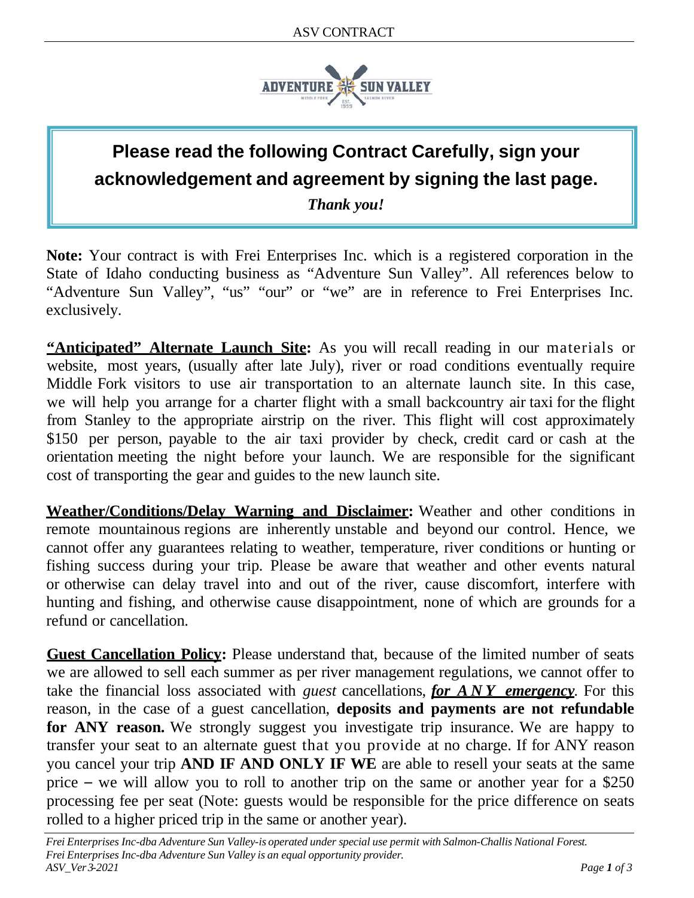## Please read the following Contract Carefully, sign your acknowledgement and agreement by signing the last page.

***Thank you!***

**Note:** Your contract is with Frei Enterprises Inc. which is a registered corporation in the State of Idaho conducting business as "Adventure Sun Valley". All references below to "Adventure Sun Valley", "us" "our" or "we" are in reference to Frei Enterprises Inc. exclusively.

**"Anticipated" Alternate Launch Site:** As you will recall reading in our materials or website, most years, (usually after late July), river or road conditions eventually require Middle Fork visitors to use air transportation to an alternate launch site. In this case, we will help you arrange for a charter flight with a small backcountry air taxi for the flight from Stanley to the appropriate airstrip on the river. This flight will cost approximately $150 per person, payable to the air taxi provider by check, credit card or cash at the orientation meeting the night before your launch. We are responsible for the significant cost of transporting the gear and guides to the new launch site.

**Weather/Conditions/Delay Warning and Disclaimer:** Weather and other conditions in remote mountainous regions are inherently unstable and beyond our control. Hence, we cannot offer any guarantees relating to weather, temperature, river conditions or hunting or fishing success during your trip. Please be aware that weather and other events natural or otherwise can delay travel into and out of the river, cause discomfort, interfere with hunting and fishing, and otherwise cause disappointment, none of which are grounds for a refund or cancellation.

**Guest Cancellation Policy:** Please understand that, because of the limited number of seats we are allowed to sell each summer as per river management regulations, we cannot offer to take the financial loss associated with *guest* cancellations, ***for ANY emergency***. For this reason, in the case of a guest cancellation, **deposits and payments are not refundable for ANY reason.** We strongly suggest you investigate trip insurance. We are happy to transfer your seat to an alternate guest that you provide at no charge. If for ANY reason you cancel your trip **AND IF AND ONLY IF WE** are able to resell your seats at the same price – we will allow you to roll to another trip on the same or another year for a $250 processing fee per seat (Note: guests would be responsible for the price difference on seats rolled to a higher priced trip in the same or another year).

*Frei Enterprises Inc-dba Adventure Sun Valley-is operated under special use permit with Salmon-Challis National Forest.*
*Frei Enterprises Inc-dba Adventure Sun Valley is an equal opportunity provider.*
*ASV_Ver3-2021*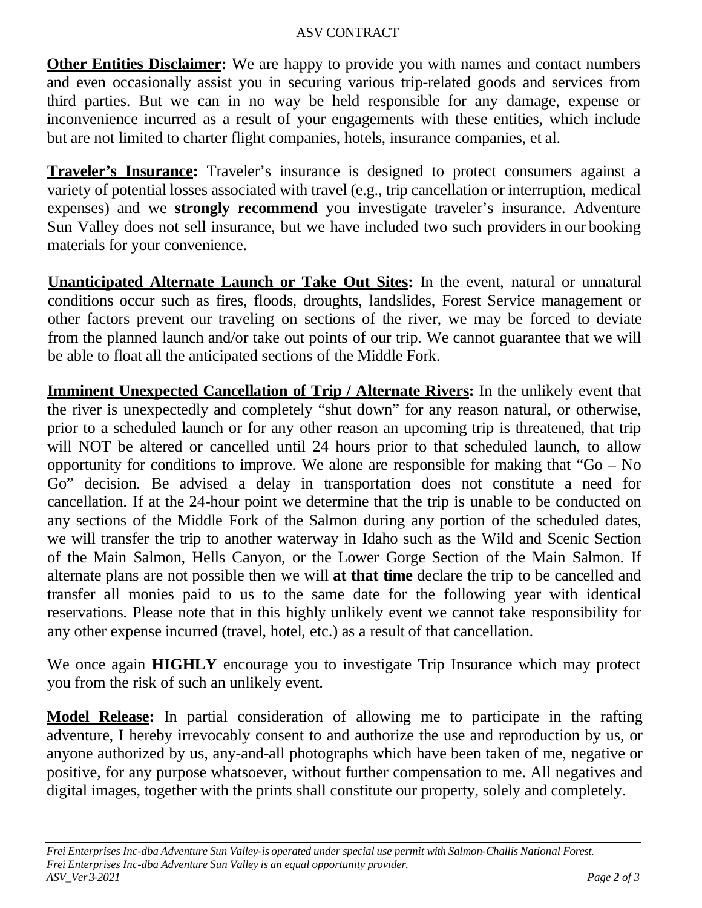**Other Entities Disclaimer:** We are happy to provide you with names and contact numbers and even occasionally assist you in securing various trip-related goods and services from third parties. But we can in no way be held responsible for any damage, expense or inconvenience incurred as a result of your engagements with these entities, which include but are not limited to charter flight companies, hotels, insurance companies, et al.

**Traveler's Insurance:** Traveler's insurance is designed to protect consumers against a variety of potential losses associated with travel (e.g., trip cancellation or interruption, medical expenses) and we **strongly recommend** you investigate traveler's insurance. Adventure Sun Valley does not sell insurance, but we have included two such providers in our booking materials for your convenience.

**Unanticipated Alternate Launch or Take Out Sites:** In the event, natural or unnatural conditions occur such as fires, floods, droughts, landslides, Forest Service management or other factors prevent our traveling on sections of the river, we may be forced to deviate from the planned launch and/or take out points of our trip. We cannot guarantee that we will be able to float all the anticipated sections of the Middle Fork.

**Imminent Unexpected Cancellation of Trip / Alternate Rivers:** In the unlikely event that the river is unexpectedly and completely "shut down" for any reason natural, or otherwise, prior to a scheduled launch or for any other reason an upcoming trip is threatened, that trip will NOT be altered or cancelled until 24 hours prior to that scheduled launch, to allow opportunity for conditions to improve. We alone are responsible for making that "Go – No Go" decision. Be advised a delay in transportation does not constitute a need for cancellation. If at the 24-hour point we determine that the trip is unable to be conducted on any sections of the Middle Fork of the Salmon during any portion of the scheduled dates, we will transfer the trip to another waterway in Idaho such as the Wild and Scenic Section of the Main Salmon, Hells Canyon, or the Lower Gorge Section of the Main Salmon. If alternate plans are not possible then we will **at that time** declare the trip to be cancelled and transfer all monies paid to us to the same date for the following year with identical reservations. Please note that in this highly unlikely event we cannot take responsibility for any other expense incurred (travel, hotel, etc.) as a result of that cancellation.

We once again **HIGHLY** encourage you to investigate Trip Insurance which may protect you from the risk of such an unlikely event.

**Model Release:** In partial consideration of allowing me to participate in the rafting adventure, I hereby irrevocably consent to and authorize the use and reproduction by us, or anyone authorized by us, any-and-all photographs which have been taken of me, negative or positive, for any purpose whatsoever, without further compensation to me. All negatives and digital images, together with the prints shall constitute our property, solely and completely.

*Frei Enterprises Inc-dba Adventure Sun Valley-is operated under special use permit with Salmon-Challis National Forest.*
*Frei Enterprises Inc-dba Adventure Sun Valley is an equal opportunity provider.*
*ASV_Ver3-2021*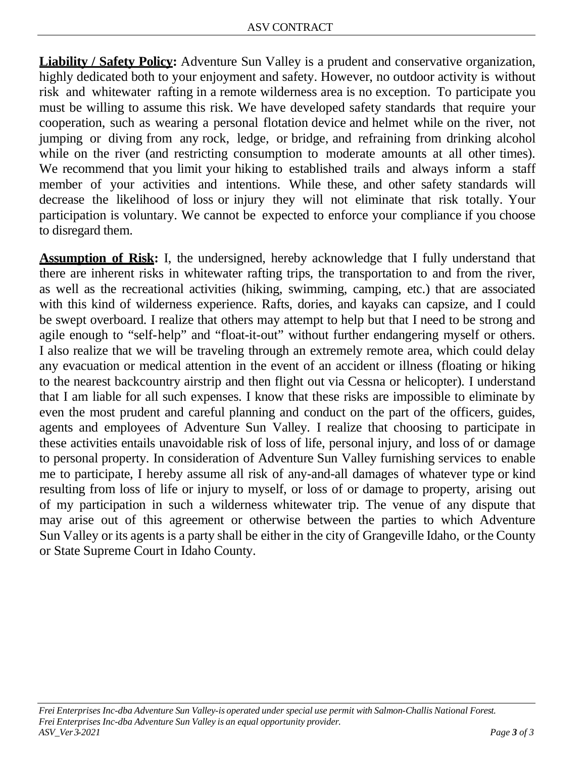**Liability / Safety Policy:** Adventure Sun Valley is a prudent and conservative organization, highly dedicated both to your enjoyment and safety. However, no outdoor activity is without risk and whitewater rafting in a remote wilderness area is no exception. To participate you must be willing to assume this risk. We have developed safety standards that require your cooperation, such as wearing a personal flotation device and helmet while on the river, not jumping or diving from any rock, ledge, or bridge, and refraining from drinking alcohol while on the river (and restricting consumption to moderate amounts at all other times). We recommend that you limit your hiking to established trails and always inform a staff member of your activities and intentions. While these, and other safety standards will decrease the likelihood of loss or injury they will not eliminate that risk totally. Your participation is voluntary. We cannot be expected to enforce your compliance if you choose to disregard them.

**Assumption of Risk:** I, the undersigned, hereby acknowledge that I fully understand that there are inherent risks in whitewater rafting trips, the transportation to and from the river, as well as the recreational activities (hiking, swimming, camping, etc.) that are associated with this kind of wilderness experience. Rafts, dories, and kayaks can capsize, and I could be swept overboard. I realize that others may attempt to help but that I need to be strong and agile enough to "self-help" and "float-it-out" without further endangering myself or others. I also realize that we will be traveling through an extremely remote area, which could delay any evacuation or medical attention in the event of an accident or illness (floating or hiking to the nearest backcountry airstrip and then flight out via Cessna or helicopter). I understand that I am liable for all such expenses. I know that these risks are impossible to eliminate by even the most prudent and careful planning and conduct on the part of the officers, guides, agents and employees of Adventure Sun Valley. I realize that choosing to participate in these activities entails unavoidable risk of loss of life, personal injury, and loss of or damage to personal property. In consideration of Adventure Sun Valley furnishing services to enable me to participate, I hereby assume all risk of any-and-all damages of whatever type or kind resulting from loss of life or injury to myself, or loss of or damage to property, arising out of my participation in such a wilderness whitewater trip. The venue of any dispute that may arise out of this agreement or otherwise between the parties to which Adventure Sun Valley or its agents is a party shall be either in the city of Grangeville Idaho, or the County or State Supreme Court in Idaho County.

*Frei Enterprises Inc-dba Adventure Sun Valley-is operated under special use permit with Salmon-Challis National Forest.*
*Frei Enterprises Inc-dba Adventure Sun Valley is an equal opportunity provider.*
*ASV_Ver3-2021*